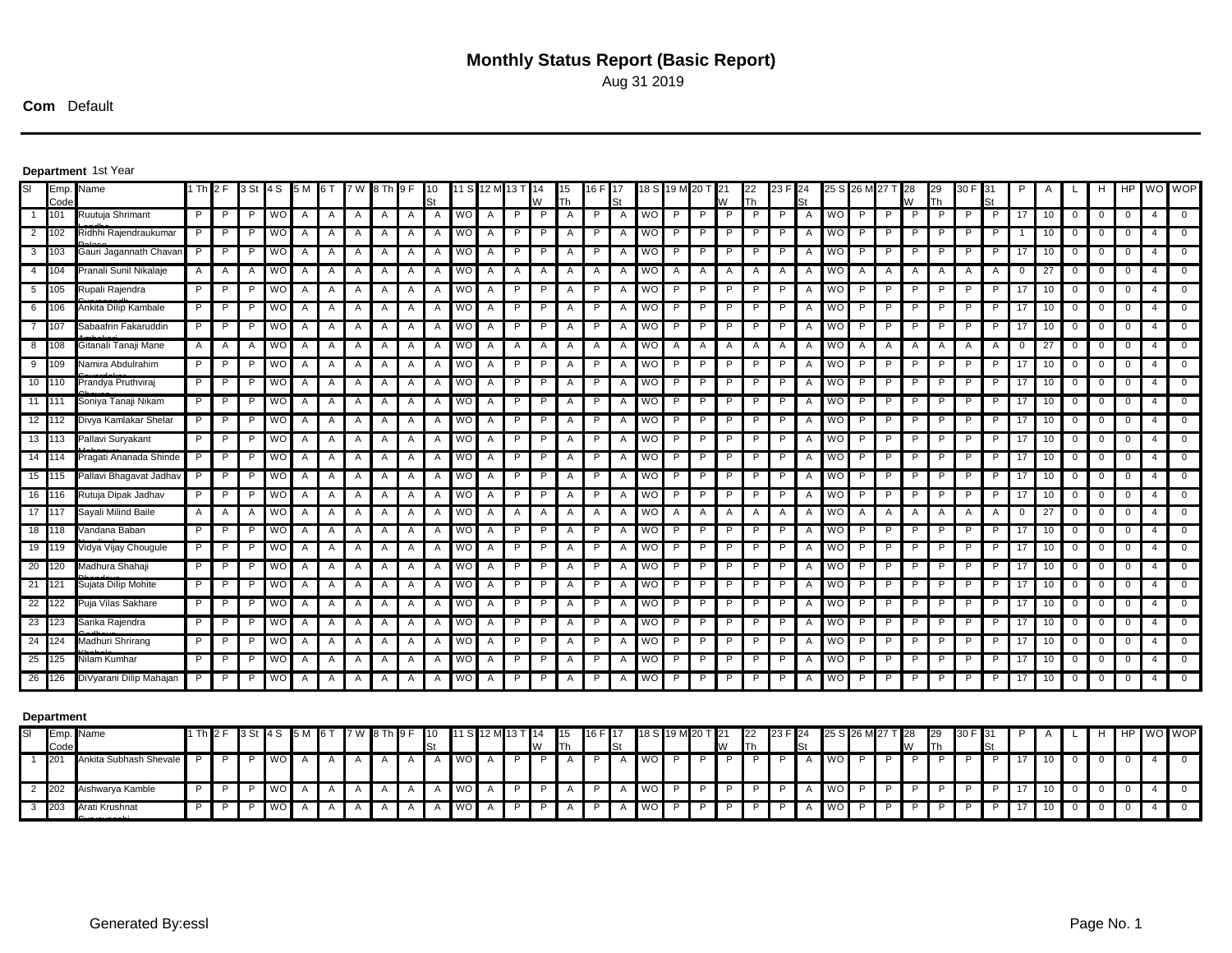# Monthly Status Report (Basic Report)

Aug 31 2019

**Com** Default

**Department** 1st Year

| Sl | Emp. Code | Name | 1 Th | 2 F | 3 St | 4 S | 5 M | 6 T | 7 W | 8 Th | 9 F | 10 St | 11 S | 12 M | 13 T | 14 W | 15 Th | 16 F | 17 St | 18 S | 19 M | 20 T | 21 W | 22 Th | 23 F | 24 St | 25 S | 26 M | 27 T | 28 W | 29 Th | 30 F | 31 St | P | A | L | H | HP | WO | WOP |
|---|---|---|---|---|---|---|---|---|---|---|---|---|---|---|---|---|---|---|---|---|---|---|---|---|---|---|---|---|---|---|---|---|---|---|---|---|---|---|---|---|
| 1 | 101 | Ruutuja Shrimant Landhe | P | P | P | WO | A | A | A | A | A | A | WO | A | P | P | A | P | A | WO | P | P | P | P | P | A | WO | P | P | P | P | P | P | 17 | 10 | 0 | 0 | 0 | 4 | 0 |
| 2 | 102 | Ridhhi Rajendraukumar Dalave | P | P | P | WO | A | A | A | A | A | A | WO | A | P | P | A | P | A | WO | P | P | P | P | P | A | WO | P | P | P | P | P | P | 1 | 10 | 0 | 0 | 0 | 4 | 0 |
| 3 | 103 | Gauri Jagannath Chavan | P | P | P | WO | A | A | A | A | A | A | WO | A | P | P | A | P | A | WO | P | P | P | P | P | A | WO | P | P | P | P | P | P | 17 | 10 | 0 | 0 | 0 | 4 | 0 |
| 4 | 104 | Pranali Sunil Nikalaje | A | A | A | WO | A | A | A | A | A | A | WO | A | A | A | A | A | A | WO | A | A | A | A | A | A | WO | A | A | A | A | A | A | 0 | 27 | 0 | 0 | 0 | 4 | 0 |
| 5 | 105 | Rupali Rajendra | P | P | P | WO | A | A | A | A | A | A | WO | A | P | P | A | P | A | WO | P | P | P | P | P | A | WO | P | P | P | P | P | P | 17 | 10 | 0 | 0 | 0 | 4 | 0 |
| 6 | 106 | Ankita Dilip Kambale | P | P | P | WO | A | A | A | A | A | A | WO | A | P | P | A | P | A | WO | P | P | P | P | P | A | WO | P | P | P | P | P | P | 17 | 10 | 0 | 0 | 0 | 4 | 0 |
| 7 | 107 | Sabaafrin Fakaruddin Ambekari | P | P | P | WO | A | A | A | A | A | A | WO | A | P | P | A | P | A | WO | P | P | P | P | P | A | WO | P | P | P | P | P | P | 17 | 10 | 0 | 0 | 0 | 4 | 0 |
| 8 | 108 | Gitanali Tanaji Mane | A | A | A | WO | A | A | A | A | A | A | WO | A | A | A | A | A | A | WO | A | A | A | A | A | A | WO | A | A | A | A | A | A | 0 | 27 | 0 | 0 | 0 | 4 | 0 |
| 9 | 109 | Namira Abdulrahim Sayyadakar | P | P | P | WO | A | A | A | A | A | A | WO | A | P | P | A | P | A | WO | P | P | P | P | P | A | WO | P | P | P | P | P | P | 17 | 10 | 0 | 0 | 0 | 4 | 0 |
| 10 | 110 | Prandya Pruthviraj Chavan | P | P | P | WO | A | A | A | A | A | A | WO | A | P | P | A | P | A | WO | P | P | P | P | P | A | WO | P | P | P | P | P | P | 17 | 10 | 0 | 0 | 0 | 4 | 0 |
| 11 | 111 | Soniya Tanaji Nikam | P | P | P | WO | A | A | A | A | A | A | WO | A | P | P | A | P | A | WO | P | P | P | P | P | A | WO | P | P | P | P | P | P | 17 | 10 | 0 | 0 | 0 | 4 | 0 |
| 12 | 112 | Divya Kamlakar Shelar | P | P | P | WO | A | A | A | A | A | A | WO | A | P | P | A | P | A | WO | P | P | P | P | P | A | WO | P | P | P | P | P | P | 17 | 10 | 0 | 0 | 0 | 4 | 0 |
| 13 | 113 | Pallavi Suryakant | P | P | P | WO | A | A | A | A | A | A | WO | A | P | P | A | P | A | WO | P | P | P | P | P | A | WO | P | P | P | P | P | P | 17 | 10 | 0 | 0 | 0 | 4 | 0 |
| 14 | 114 | Pragati Ananada Shinde | P | P | P | WO | A | A | A | A | A | A | WO | A | P | P | A | P | A | WO | P | P | P | P | P | A | WO | P | P | P | P | P | P | 17 | 10 | 0 | 0 | 0 | 4 | 0 |
| 15 | 115 | Pallavi Bhagavat Jadhav | P | P | P | WO | A | A | A | A | A | A | WO | A | P | P | A | P | A | WO | P | P | P | P | P | A | WO | P | P | P | P | P | P | 17 | 10 | 0 | 0 | 0 | 4 | 0 |
| 16 | 116 | Rutuja Dipak Jadhav | P | P | P | WO | A | A | A | A | A | A | WO | A | P | P | A | P | A | WO | P | P | P | P | P | A | WO | P | P | P | P | P | P | 17 | 10 | 0 | 0 | 0 | 4 | 0 |
| 17 | 117 | Sayali Milind Baile | A | A | A | WO | A | A | A | A | A | A | WO | A | A | A | A | A | A | WO | A | A | A | A | A | A | WO | A | A | A | A | A | A | 0 | 27 | 0 | 0 | 0 | 4 | 0 |
| 18 | 118 | Vandana Baban | P | P | P | WO | A | A | A | A | A | A | WO | A | P | P | A | P | A | WO | P | P | P | P | P | A | WO | P | P | P | P | P | P | 17 | 10 | 0 | 0 | 0 | 4 | 0 |
| 19 | 119 | Vidya Vijay Chougule | P | P | P | WO | A | A | A | A | A | A | WO | A | P | P | A | P | A | WO | P | P | P | P | P | A | WO | P | P | P | P | P | P | 17 | 10 | 0 | 0 | 0 | 4 | 0 |
| 20 | 120 | Madhura Shahaji | P | P | P | WO | A | A | A | A | A | A | WO | A | P | P | A | P | A | WO | P | P | P | P | P | A | WO | P | P | P | P | P | P | 17 | 10 | 0 | 0 | 0 | 4 | 0 |
| 21 | 121 | Sujata Dilip Mohite | P | P | P | WO | A | A | A | A | A | A | WO | A | P | P | A | P | A | WO | P | P | P | P | P | A | WO | P | P | P | P | P | P | 17 | 10 | 0 | 0 | 0 | 4 | 0 |
| 22 | 122 | Puja Vilas Sakhare | P | P | P | WO | A | A | A | A | A | A | WO | A | P | P | A | P | A | WO | P | P | P | P | P | A | WO | P | P | P | P | P | P | 17 | 10 | 0 | 0 | 0 | 4 | 0 |
| 23 | 123 | Sarika Rajendra | P | P | P | WO | A | A | A | A | A | A | WO | A | P | P | A | P | A | WO | P | P | P | P | P | A | WO | P | P | P | P | P | P | 17 | 10 | 0 | 0 | 0 | 4 | 0 |
| 24 | 124 | Madhuri Shrirang | P | P | P | WO | A | A | A | A | A | A | WO | A | P | P | A | P | A | WO | P | P | P | P | P | A | WO | P | P | P | P | P | P | 17 | 10 | 0 | 0 | 0 | 4 | 0 |
| 25 | 125 | Nilam Kumhar | P | P | P | WO | A | A | A | A | A | A | WO | A | P | P | A | P | A | WO | P | P | P | P | P | A | WO | P | P | P | P | P | P | 17 | 10 | 0 | 0 | 0 | 4 | 0 |
| 26 | 126 | DiVyarani Dilip Mahajan | P | P | P | WO | A | A | A | A | A | A | WO | A | P | P | A | P | A | WO | P | P | P | P | P | A | WO | P | P | P | P | P | P | 17 | 10 | 0 | 0 | 0 | 4 | 0 |

**Department**

| Sl | Emp. Code | Name | 1 Th | 2 F | 3 St | 4 S | 5 M | 6 T | 7 W | 8 Th | 9 F | 10 St | 11 S | 12 M | 13 T | 14 W | 15 Th | 16 F | 17 St | 18 S | 19 M | 20 T | 21 W | 22 Th | 23 F | 24 St | 25 S | 26 M | 27 T | 28 W | 29 Th | 30 F | 31 St | P | A | L | H | HP | WO | WOP |
|---|---|---|---|---|---|---|---|---|---|---|---|---|---|---|---|---|---|---|---|---|---|---|---|---|---|---|---|---|---|---|---|---|---|---|---|---|---|---|---|---|
| 1 | 201 | Ankita Subhash Shevale | P | P | P | WO | A | A | A | A | A | A | WO | A | P | P | A | P | A | WO | P | P | P | P | P | A | WO | P | P | P | P | P | P | 17 | 10 | 0 | 0 | 0 | 4 | 0 |
| 2 | 202 | Aishwarya Kamble | P | P | P | WO | A | A | A | A | A | A | WO | A | P | P | A | P | A | WO | P | P | P | P | P | A | WO | P | P | P | P | P | P | 17 | 10 | 0 | 0 | 0 | 4 | 0 |
| 3 | 203 | Arati Krushnat Suryavanshi | P | P | P | WO | A | A | A | A | A | A | WO | A | P | P | A | P | A | WO | P | P | P | P | P | A | WO | P | P | P | P | P | P | 17 | 10 | 0 | 0 | 0 | 4 | 0 |

Generated By:essl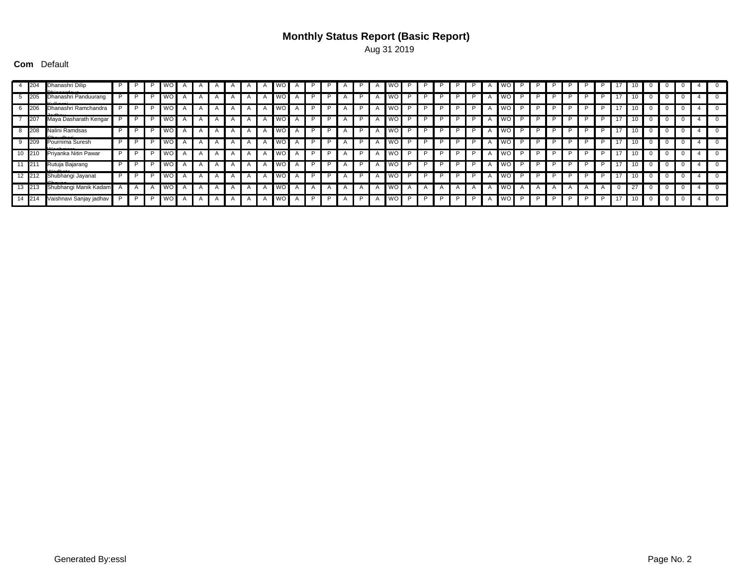# Monthly Status Report (Basic Report)

Aug 31 2019

**Com** Default

| | | | | | | | | | | | | | | | | | | | | | | | | | | | | | | | | | | | | | | | | |
|---|---|---|---|---|---|---|---|---|---|---|---|---|---|---|---|---|---|---|---|---|---|---|---|---|---|---|---|---|---|---|---|---|---|---|---|---|---|---|---|---|
| 4 | 204 | Dhanashri Dilip Bhingardeve | P | P | P | WO | A | A | A | A | A | A | WO | A | P | P | A | P | A | WO | P | P | P | P | P | A | WO | P | P | P | P | P | P | 17 | 10 | 0 | 0 | 0 | 4 | 0 |
| 5 | 205 | Dhanashri Panduurang Kulkarni | P | P | P | WO | A | A | A | A | A | A | WO | A | P | P | A | P | A | WO | P | P | P | P | P | A | WO | P | P | P | P | P | P | 17 | 10 | 0 | 0 | 0 | 4 | 0 |
| 6 | 206 | Dhanashri Ramchandra Jadhav | P | P | P | WO | A | A | A | A | A | A | WO | A | P | P | A | P | A | WO | P | P | P | P | P | A | WO | P | P | P | P | P | P | 17 | 10 | 0 | 0 | 0 | 4 | 0 |
| 7 | 207 | Maya Dasharath Kengar | P | P | P | WO | A | A | A | A | A | A | WO | A | P | P | A | P | A | WO | P | P | P | P | P | A | WO | P | P | P | P | P | P | 17 | 10 | 0 | 0 | 0 | 4 | 0 |
| 8 | 208 | Nalini Ramdsas Chaudhari | P | P | P | WO | A | A | A | A | A | A | WO | A | P | P | A | P | A | WO | P | P | P | P | P | A | WO | P | P | P | P | P | P | 17 | 10 | 0 | 0 | 0 | 4 | 0 |
| 9 | 209 | Pournima Suresh Wankhede | P | P | P | WO | A | A | A | A | A | A | WO | A | P | P | A | P | A | WO | P | P | P | P | P | A | WO | P | P | P | P | P | P | 17 | 10 | 0 | 0 | 0 | 4 | 0 |
| 10 | 210 | Priyanka Nitin Pawar | P | P | P | WO | A | A | A | A | A | A | WO | A | P | P | A | P | A | WO | P | P | P | P | P | A | WO | P | P | P | P | P | P | 17 | 10 | 0 | 0 | 0 | 4 | 0 |
| 11 | 211 | Rutuja Bajarang Wadkate | P | P | P | WO | A | A | A | A | A | A | WO | A | P | P | A | P | A | WO | P | P | P | P | P | A | WO | P | P | P | P | P | P | 17 | 10 | 0 | 0 | 0 | 4 | 0 |
| 12 | 212 | Shubhangi Jayanat Chavan | P | P | P | WO | A | A | A | A | A | A | WO | A | P | P | A | P | A | WO | P | P | P | P | P | A | WO | P | P | P | P | P | P | 17 | 10 | 0 | 0 | 0 | 4 | 0 |
| 13 | 213 | Shubhangi Manik Kadam | A | A | A | WO | A | A | A | A | A | A | WO | A | A | A | A | A | A | WO | A | A | A | A | A | A | WO | A | A | A | A | A | A | 0 | 27 | 0 | 0 | 0 | 4 | 0 |
| 14 | 214 | Vaishnavi Sanjay jadhav | P | P | P | WO | A | A | A | A | A | A | WO | A | P | P | A | P | A | WO | P | P | P | P | P | A | WO | P | P | P | P | P | P | 17 | 10 | 0 | 0 | 0 | 4 | 0 |

Generated By:essl